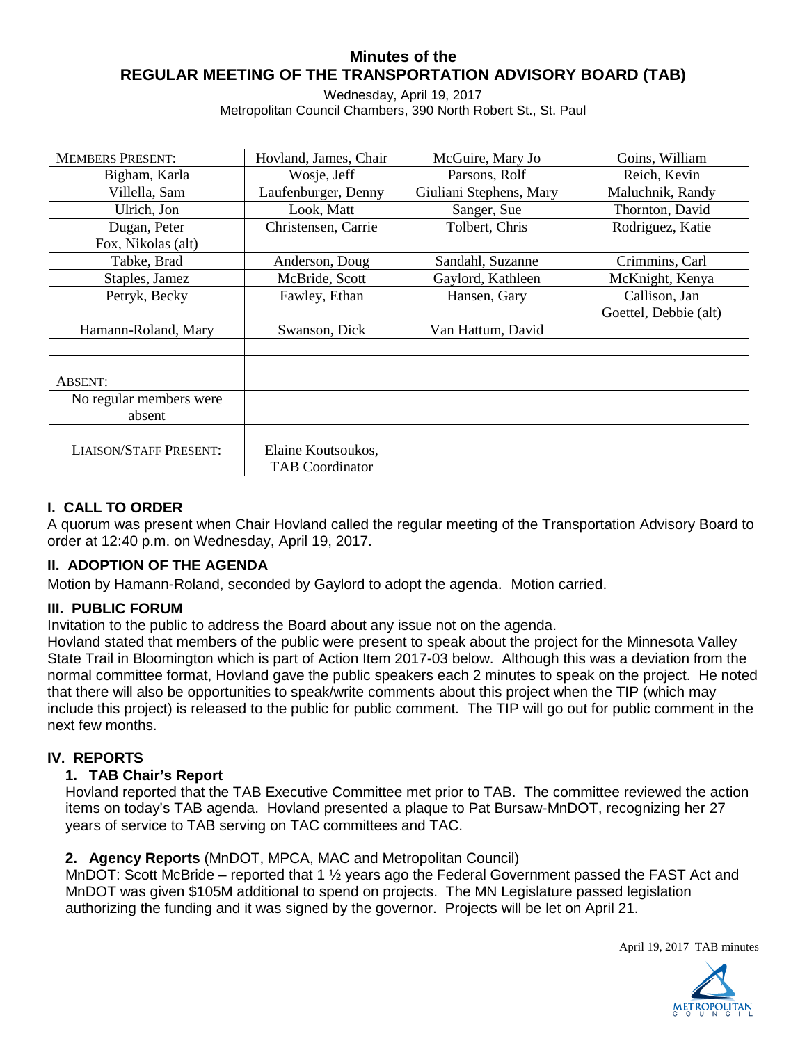# Minutes of the
# REGULAR MEETING OF THE TRANSPORTATION ADVISORY BOARD (TAB)

Wednesday, April 19, 2017
Metropolitan Council Chambers, 390 North Robert St., St. Paul

| MEMBERS PRESENT: | Hovland, James, Chair | McGuire, Mary Jo | Goins, William |
|---|---|---|---|
| Bigham, Karla | Wosje, Jeff | Parsons, Rolf | Reich, Kevin |
| Villella, Sam | Laufenburger, Denny | Giuliani Stephens, Mary | Maluchnik, Randy |
| Ulrich, Jon | Look, Matt | Sanger, Sue | Thornton, David |
| Dugan, Peter Fox, Nikolas (alt) | Christensen, Carrie | Tolbert, Chris | Rodriguez, Katie |
| Tabke, Brad | Anderson, Doug | Sandahl, Suzanne | Crimmins, Carl |
| Staples, Jamez | McBride, Scott | Gaylord, Kathleen | McKnight, Kenya |
| Petryk, Becky | Fawley, Ethan | Hansen, Gary | Callison, Jan Goettel, Debbie (alt) |
| Hamann-Roland, Mary | Swanson, Dick | Van Hattum, David | |
| | | | |
| | | | |
| ABSENT: | | | |
| No regular members were absent | | | |
| | | | |
| LIAISON/STAFF PRESENT: | Elaine Koutsoukos, TAB Coordinator | | |

## I. CALL TO ORDER

A quorum was present when Chair Hovland called the regular meeting of the Transportation Advisory Board to order at 12:40 p.m. on Wednesday, April 19, 2017.

## II. ADOPTION OF THE AGENDA

Motion by Hamann-Roland, seconded by Gaylord to adopt the agenda. Motion carried.

## III. PUBLIC FORUM

Invitation to the public to address the Board about any issue not on the agenda.

Hovland stated that members of the public were present to speak about the project for the Minnesota Valley State Trail in Bloomington which is part of Action Item 2017-03 below. Although this was a deviation from the normal committee format, Hovland gave the public speakers each 2 minutes to speak on the project. He noted that there will also be opportunities to speak/write comments about this project when the TIP (which may include this project) is released to the public for public comment. The TIP will go out for public comment in the next few months.

## IV. REPORTS

### 1. TAB Chair's Report

Hovland reported that the TAB Executive Committee met prior to TAB. The committee reviewed the action items on today's TAB agenda. Hovland presented a plaque to Pat Bursaw-MnDOT, recognizing her 27 years of service to TAB serving on TAC committees and TAC.

### 2. Agency Reports (MnDOT, MPCA, MAC and Metropolitan Council)

MnDOT: Scott McBride – reported that 1 ½ years ago the Federal Government passed the FAST Act and MnDOT was given $105M additional to spend on projects. The MN Legislature passed legislation authorizing the funding and it was signed by the governor. Projects will be let on April 21.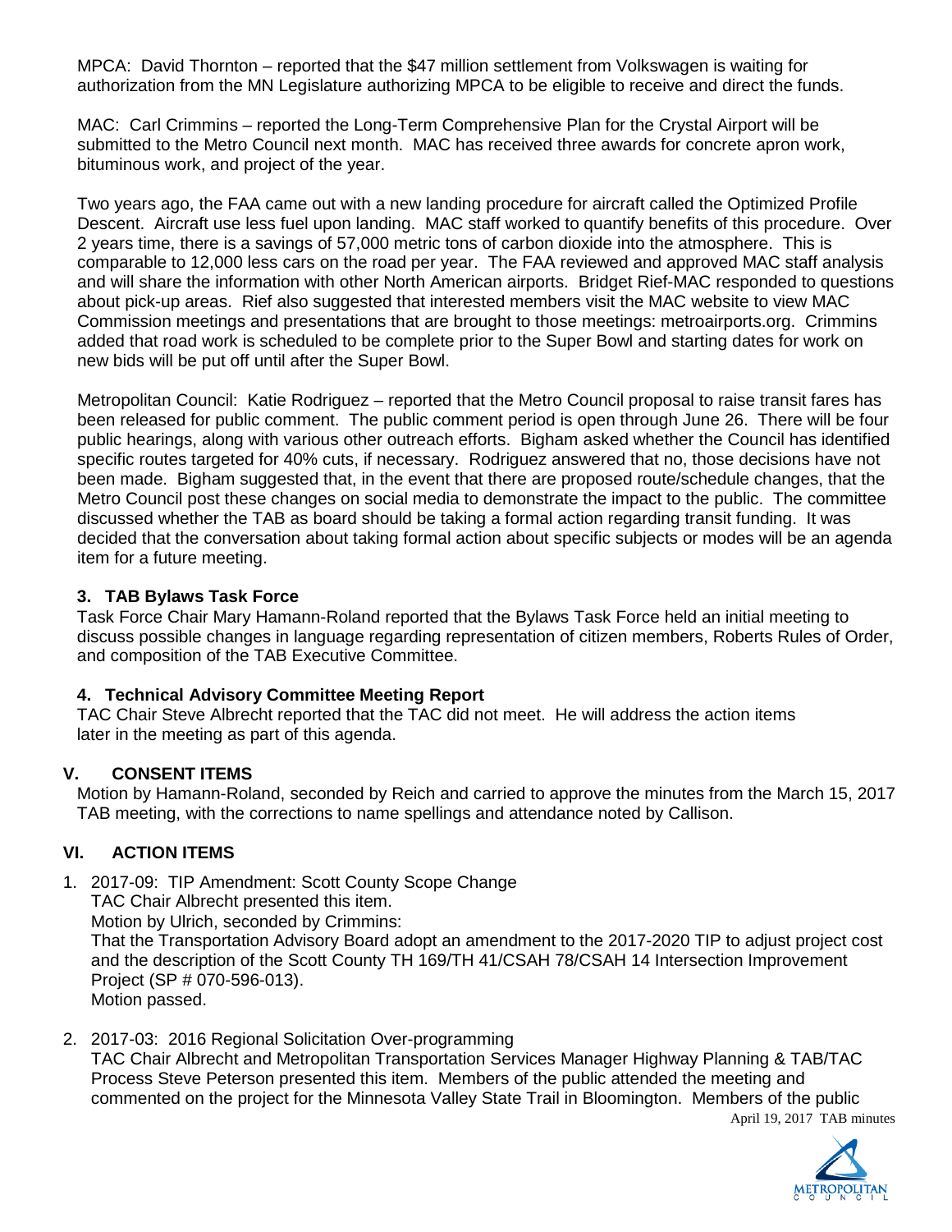MPCA: David Thornton – reported that the $47 million settlement from Volkswagen is waiting for authorization from the MN Legislature authorizing MPCA to be eligible to receive and direct the funds.

MAC: Carl Crimmins – reported the Long-Term Comprehensive Plan for the Crystal Airport will be submitted to the Metro Council next month. MAC has received three awards for concrete apron work, bituminous work, and project of the year.

Two years ago, the FAA came out with a new landing procedure for aircraft called the Optimized Profile Descent. Aircraft use less fuel upon landing. MAC staff worked to quantify benefits of this procedure. Over 2 years time, there is a savings of 57,000 metric tons of carbon dioxide into the atmosphere. This is comparable to 12,000 less cars on the road per year. The FAA reviewed and approved MAC staff analysis and will share the information with other North American airports. Bridget Rief-MAC responded to questions about pick-up areas. Rief also suggested that interested members visit the MAC website to view MAC Commission meetings and presentations that are brought to those meetings: metroairports.org. Crimmins added that road work is scheduled to be complete prior to the Super Bowl and starting dates for work on new bids will be put off until after the Super Bowl.

Metropolitan Council: Katie Rodriguez – reported that the Metro Council proposal to raise transit fares has been released for public comment. The public comment period is open through June 26. There will be four public hearings, along with various other outreach efforts. Bigham asked whether the Council has identified specific routes targeted for 40% cuts, if necessary. Rodriguez answered that no, those decisions have not been made. Bigham suggested that, in the event that there are proposed route/schedule changes, that the Metro Council post these changes on social media to demonstrate the impact to the public. The committee discussed whether the TAB as board should be taking a formal action regarding transit funding. It was decided that the conversation about taking formal action about specific subjects or modes will be an agenda item for a future meeting.

### 3. TAB Bylaws Task Force

Task Force Chair Mary Hamann-Roland reported that the Bylaws Task Force held an initial meeting to discuss possible changes in language regarding representation of citizen members, Roberts Rules of Order, and composition of the TAB Executive Committee.

### 4. Technical Advisory Committee Meeting Report

TAC Chair Steve Albrecht reported that the TAC did not meet. He will address the action items later in the meeting as part of this agenda.

## V. CONSENT ITEMS

Motion by Hamann-Roland, seconded by Reich and carried to approve the minutes from the March 15, 2017 TAB meeting, with the corrections to name spellings and attendance noted by Callison.

## VI. ACTION ITEMS

1. 2017-09: TIP Amendment: Scott County Scope Change
   TAC Chair Albrecht presented this item.
   Motion by Ulrich, seconded by Crimmins:
   That the Transportation Advisory Board adopt an amendment to the 2017-2020 TIP to adjust project cost and the description of the Scott County TH 169/TH 41/CSAH 78/CSAH 14 Intersection Improvement Project (SP # 070-596-013).
   Motion passed.

2. 2017-03: 2016 Regional Solicitation Over-programming
   TAC Chair Albrecht and Metropolitan Transportation Services Manager Highway Planning & TAB/TAC Process Steve Peterson presented this item. Members of the public attended the meeting and commented on the project for the Minnesota Valley State Trail in Bloomington. Members of the public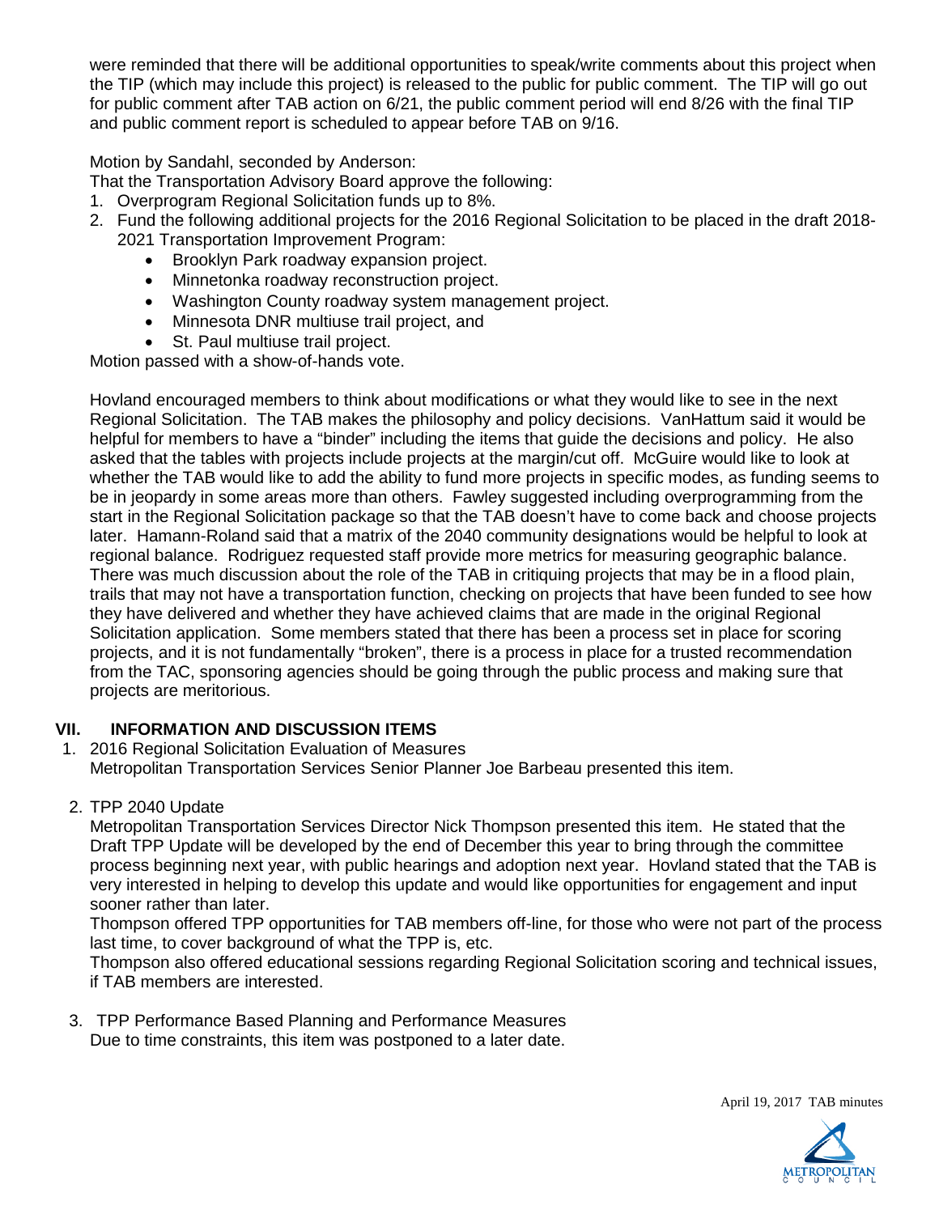were reminded that there will be additional opportunities to speak/write comments about this project when the TIP (which may include this project) is released to the public for public comment. The TIP will go out for public comment after TAB action on 6/21, the public comment period will end 8/26 with the final TIP and public comment report is scheduled to appear before TAB on 9/16.

Motion by Sandahl, seconded by Anderson:

That the Transportation Advisory Board approve the following:

1. Overprogram Regional Solicitation funds up to 8%.
2. Fund the following additional projects for the 2016 Regional Solicitation to be placed in the draft 2018-2021 Transportation Improvement Program:
   - Brooklyn Park roadway expansion project.
   - Minnetonka roadway reconstruction project.
   - Washington County roadway system management project.
   - Minnesota DNR multiuse trail project, and
   - St. Paul multiuse trail project.

Motion passed with a show-of-hands vote.

Hovland encouraged members to think about modifications or what they would like to see in the next Regional Solicitation. The TAB makes the philosophy and policy decisions. VanHattum said it would be helpful for members to have a "binder" including the items that guide the decisions and policy. He also asked that the tables with projects include projects at the margin/cut off. McGuire would like to look at whether the TAB would like to add the ability to fund more projects in specific modes, as funding seems to be in jeopardy in some areas more than others. Fawley suggested including overprogramming from the start in the Regional Solicitation package so that the TAB doesn't have to come back and choose projects later. Hamann-Roland said that a matrix of the 2040 community designations would be helpful to look at regional balance. Rodriguez requested staff provide more metrics for measuring geographic balance. There was much discussion about the role of the TAB in critiquing projects that may be in a flood plain, trails that may not have a transportation function, checking on projects that have been funded to see how they have delivered and whether they have achieved claims that are made in the original Regional Solicitation application. Some members stated that there has been a process set in place for scoring projects, and it is not fundamentally "broken", there is a process in place for a trusted recommendation from the TAC, sponsoring agencies should be going through the public process and making sure that projects are meritorious.

## VII. INFORMATION AND DISCUSSION ITEMS

1. 2016 Regional Solicitation Evaluation of Measures
   Metropolitan Transportation Services Senior Planner Joe Barbeau presented this item.

2. TPP 2040 Update
   Metropolitan Transportation Services Director Nick Thompson presented this item. He stated that the Draft TPP Update will be developed by the end of December this year to bring through the committee process beginning next year, with public hearings and adoption next year. Hovland stated that the TAB is very interested in helping to develop this update and would like opportunities for engagement and input sooner rather than later.

   Thompson offered TPP opportunities for TAB members off-line, for those who were not part of the process last time, to cover background of what the TPP is, etc.

   Thompson also offered educational sessions regarding Regional Solicitation scoring and technical issues, if TAB members are interested.

3. TPP Performance Based Planning and Performance Measures
   Due to time constraints, this item was postponed to a later date.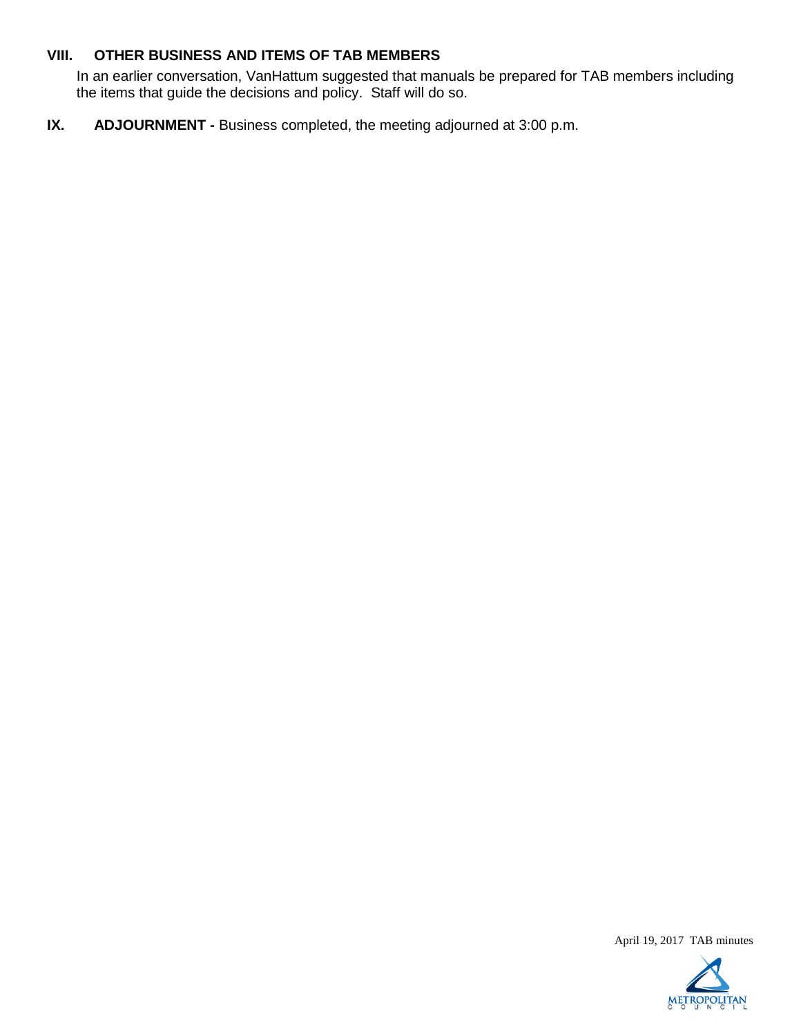## VIII. OTHER BUSINESS AND ITEMS OF TAB MEMBERS

In an earlier conversation, VanHattum suggested that manuals be prepared for TAB members including the items that guide the decisions and policy. Staff will do so.

**IX. ADJOURNMENT -** Business completed, the meeting adjourned at 3:00 p.m.